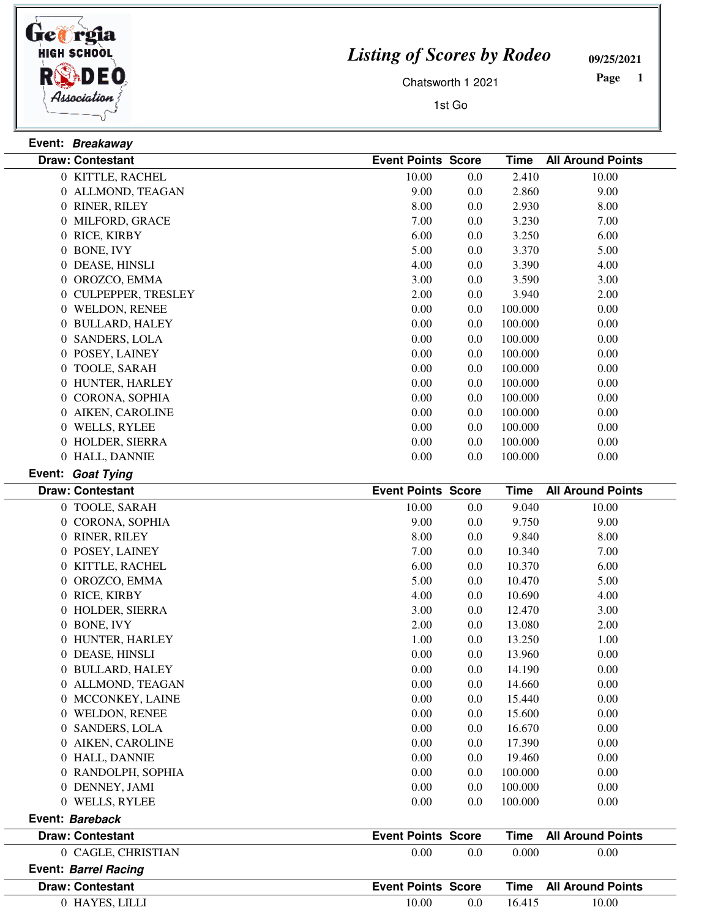# Listing of Scores by Rodeo

Chatsworth 1 2021

1st Go

09/25/2021

**Event:** ***Breakaway***

| Draw: Contestant | Event Points | Score | Time | All Around Points |
|---|---|---|---|---|
| 0 KITTLE, RACHEL | 10.00 | 0.0 | 2.410 | 10.00 |
| 0 ALLMOND, TEAGAN | 9.00 | 0.0 | 2.860 | 9.00 |
| 0 RINER, RILEY | 8.00 | 0.0 | 2.930 | 8.00 |
| 0 MILFORD, GRACE | 7.00 | 0.0 | 3.230 | 7.00 |
| 0 RICE, KIRBY | 6.00 | 0.0 | 3.250 | 6.00 |
| 0 BONE, IVY | 5.00 | 0.0 | 3.370 | 5.00 |
| 0 DEASE, HINSLI | 4.00 | 0.0 | 3.390 | 4.00 |
| 0 OROZCO, EMMA | 3.00 | 0.0 | 3.590 | 3.00 |
| 0 CULPEPPER, TRESLEY | 2.00 | 0.0 | 3.940 | 2.00 |
| 0 WELDON, RENEE | 0.00 | 0.0 | 100.000 | 0.00 |
| 0 BULLARD, HALEY | 0.00 | 0.0 | 100.000 | 0.00 |
| 0 SANDERS, LOLA | 0.00 | 0.0 | 100.000 | 0.00 |
| 0 POSEY, LAINEY | 0.00 | 0.0 | 100.000 | 0.00 |
| 0 TOOLE, SARAH | 0.00 | 0.0 | 100.000 | 0.00 |
| 0 HUNTER, HARLEY | 0.00 | 0.0 | 100.000 | 0.00 |
| 0 CORONA, SOPHIA | 0.00 | 0.0 | 100.000 | 0.00 |
| 0 AIKEN, CAROLINE | 0.00 | 0.0 | 100.000 | 0.00 |
| 0 WELLS, RYLEE | 0.00 | 0.0 | 100.000 | 0.00 |
| 0 HOLDER, SIERRA | 0.00 | 0.0 | 100.000 | 0.00 |
| 0 HALL, DANNIE | 0.00 | 0.0 | 100.000 | 0.00 |

**Event:** ***Goat Tying***

| Draw: Contestant | Event Points | Score | Time | All Around Points |
|---|---|---|---|---|
| 0 TOOLE, SARAH | 10.00 | 0.0 | 9.040 | 10.00 |
| 0 CORONA, SOPHIA | 9.00 | 0.0 | 9.750 | 9.00 |
| 0 RINER, RILEY | 8.00 | 0.0 | 9.840 | 8.00 |
| 0 POSEY, LAINEY | 7.00 | 0.0 | 10.340 | 7.00 |
| 0 KITTLE, RACHEL | 6.00 | 0.0 | 10.370 | 6.00 |
| 0 OROZCO, EMMA | 5.00 | 0.0 | 10.470 | 5.00 |
| 0 RICE, KIRBY | 4.00 | 0.0 | 10.690 | 4.00 |
| 0 HOLDER, SIERRA | 3.00 | 0.0 | 12.470 | 3.00 |
| 0 BONE, IVY | 2.00 | 0.0 | 13.080 | 2.00 |
| 0 HUNTER, HARLEY | 1.00 | 0.0 | 13.250 | 1.00 |
| 0 DEASE, HINSLI | 0.00 | 0.0 | 13.960 | 0.00 |
| 0 BULLARD, HALEY | 0.00 | 0.0 | 14.190 | 0.00 |
| 0 ALLMOND, TEAGAN | 0.00 | 0.0 | 14.660 | 0.00 |
| 0 MCCONKEY, LAINE | 0.00 | 0.0 | 15.440 | 0.00 |
| 0 WELDON, RENEE | 0.00 | 0.0 | 15.600 | 0.00 |
| 0 SANDERS, LOLA | 0.00 | 0.0 | 16.670 | 0.00 |
| 0 AIKEN, CAROLINE | 0.00 | 0.0 | 17.390 | 0.00 |
| 0 HALL, DANNIE | 0.00 | 0.0 | 19.460 | 0.00 |
| 0 RANDOLPH, SOPHIA | 0.00 | 0.0 | 100.000 | 0.00 |
| 0 DENNEY, JAMI | 0.00 | 0.0 | 100.000 | 0.00 |
| 0 WELLS, RYLEE | 0.00 | 0.0 | 100.000 | 0.00 |

**Event:** ***Bareback***

| Draw: Contestant | Event Points | Score | Time | All Around Points |
|---|---|---|---|---|
| 0 CAGLE, CHRISTIAN | 0.00 | 0.0 | 0.000 | 0.00 |

**Event:** ***Barrel Racing***

| Draw: Contestant | Event Points | Score | Time | All Around Points |
|---|---|---|---|---|
| 0 HAYES, LILLI | 10.00 | 0.0 | 16.415 | 10.00 |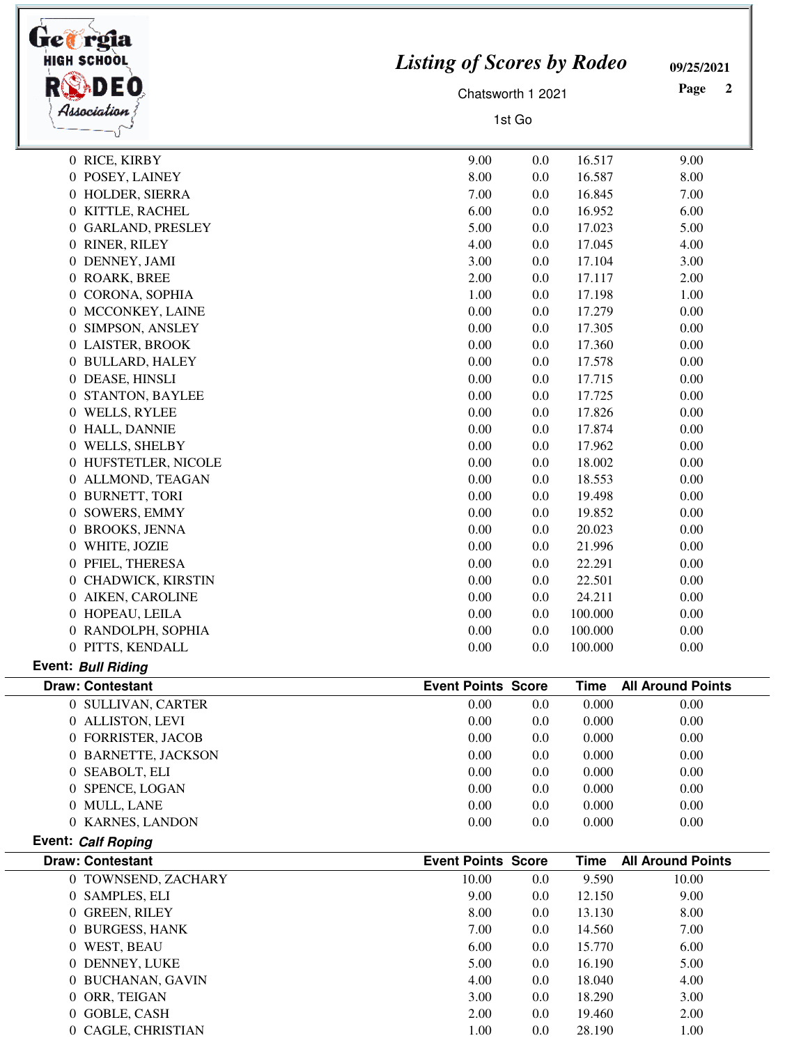| Draw: Contestant | Event Points | Score | Time | All Around Points |
|---|---|---|---|---|
| 0 RICE, KIRBY | 9.00 | 0.0 | 16.517 | 9.00 |
| 0 POSEY, LAINEY | 8.00 | 0.0 | 16.587 | 8.00 |
| 0 HOLDER, SIERRA | 7.00 | 0.0 | 16.845 | 7.00 |
| 0 KITTLE, RACHEL | 6.00 | 0.0 | 16.952 | 6.00 |
| 0 GARLAND, PRESLEY | 5.00 | 0.0 | 17.023 | 5.00 |
| 0 RINER, RILEY | 4.00 | 0.0 | 17.045 | 4.00 |
| 0 DENNEY, JAMI | 3.00 | 0.0 | 17.104 | 3.00 |
| 0 ROARK, BREE | 2.00 | 0.0 | 17.117 | 2.00 |
| 0 CORONA, SOPHIA | 1.00 | 0.0 | 17.198 | 1.00 |
| 0 MCCONKEY, LAINE | 0.00 | 0.0 | 17.279 | 0.00 |
| 0 SIMPSON, ANSLEY | 0.00 | 0.0 | 17.305 | 0.00 |
| 0 LAISTER, BROOK | 0.00 | 0.0 | 17.360 | 0.00 |
| 0 BULLARD, HALEY | 0.00 | 0.0 | 17.578 | 0.00 |
| 0 DEASE, HINSLI | 0.00 | 0.0 | 17.715 | 0.00 |
| 0 STANTON, BAYLEE | 0.00 | 0.0 | 17.725 | 0.00 |
| 0 WELLS, RYLEE | 0.00 | 0.0 | 17.826 | 0.00 |
| 0 HALL, DANNIE | 0.00 | 0.0 | 17.874 | 0.00 |
| 0 WELLS, SHELBY | 0.00 | 0.0 | 17.962 | 0.00 |
| 0 HUFSTETLER, NICOLE | 0.00 | 0.0 | 18.002 | 0.00 |
| 0 ALLMOND, TEAGAN | 0.00 | 0.0 | 18.553 | 0.00 |
| 0 BURNETT, TORI | 0.00 | 0.0 | 19.498 | 0.00 |
| 0 SOWERS, EMMY | 0.00 | 0.0 | 19.852 | 0.00 |
| 0 BROOKS, JENNA | 0.00 | 0.0 | 20.023 | 0.00 |
| 0 WHITE, JOZIE | 0.00 | 0.0 | 21.996 | 0.00 |
| 0 PFIEL, THERESA | 0.00 | 0.0 | 22.291 | 0.00 |
| 0 CHADWICK, KIRSTIN | 0.00 | 0.0 | 22.501 | 0.00 |
| 0 AIKEN, CAROLINE | 0.00 | 0.0 | 24.211 | 0.00 |
| 0 HOPEAU, LEILA | 0.00 | 0.0 | 100.000 | 0.00 |
| 0 RANDOLPH, SOPHIA | 0.00 | 0.0 | 100.000 | 0.00 |
| 0 PITTS, KENDALL | 0.00 | 0.0 | 100.000 | 0.00 |

**Event:** ***Bull Riding***

| Draw: Contestant | Event Points | Score | Time | All Around Points |
|---|---|---|---|---|
| 0 SULLIVAN, CARTER | 0.00 | 0.0 | 0.000 | 0.00 |
| 0 ALLISTON, LEVI | 0.00 | 0.0 | 0.000 | 0.00 |
| 0 FORRISTER, JACOB | 0.00 | 0.0 | 0.000 | 0.00 |
| 0 BARNETTE, JACKSON | 0.00 | 0.0 | 0.000 | 0.00 |
| 0 SEABOLT, ELI | 0.00 | 0.0 | 0.000 | 0.00 |
| 0 SPENCE, LOGAN | 0.00 | 0.0 | 0.000 | 0.00 |
| 0 MULL, LANE | 0.00 | 0.0 | 0.000 | 0.00 |
| 0 KARNES, LANDON | 0.00 | 0.0 | 0.000 | 0.00 |

**Event:** ***Calf Roping***

| Draw: Contestant | Event Points | Score | Time | All Around Points |
|---|---|---|---|---|
| 0 TOWNSEND, ZACHARY | 10.00 | 0.0 | 9.590 | 10.00 |
| 0 SAMPLES, ELI | 9.00 | 0.0 | 12.150 | 9.00 |
| 0 GREEN, RILEY | 8.00 | 0.0 | 13.130 | 8.00 |
| 0 BURGESS, HANK | 7.00 | 0.0 | 14.560 | 7.00 |
| 0 WEST, BEAU | 6.00 | 0.0 | 15.770 | 6.00 |
| 0 DENNEY, LUKE | 5.00 | 0.0 | 16.190 | 5.00 |
| 0 BUCHANAN, GAVIN | 4.00 | 0.0 | 18.040 | 4.00 |
| 0 ORR, TEIGAN | 3.00 | 0.0 | 18.290 | 3.00 |
| 0 GOBLE, CASH | 2.00 | 0.0 | 19.460 | 2.00 |
| 0 CAGLE, CHRISTIAN | 1.00 | 0.0 | 28.190 | 1.00 |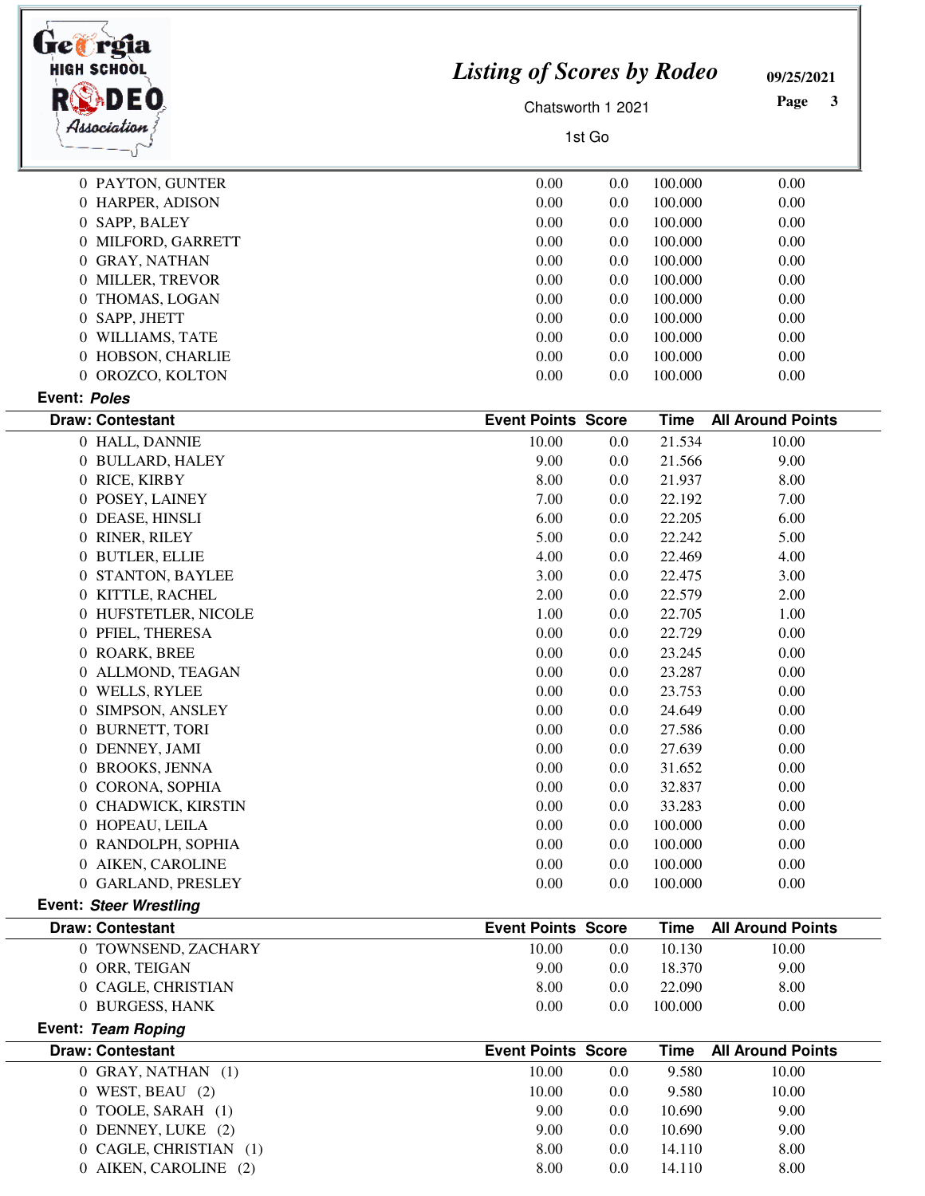| Draw: Contestant | Event Points | Score | Time | All Around Points |
|---|---|---|---|---|
| 0 PAYTON, GUNTER | 0.00 | 0.0 | 100.000 | 0.00 |
| 0 HARPER, ADISON | 0.00 | 0.0 | 100.000 | 0.00 |
| 0 SAPP, BALEY | 0.00 | 0.0 | 100.000 | 0.00 |
| 0 MILFORD, GARRETT | 0.00 | 0.0 | 100.000 | 0.00 |
| 0 GRAY, NATHAN | 0.00 | 0.0 | 100.000 | 0.00 |
| 0 MILLER, TREVOR | 0.00 | 0.0 | 100.000 | 0.00 |
| 0 THOMAS, LOGAN | 0.00 | 0.0 | 100.000 | 0.00 |
| 0 SAPP, JHETT | 0.00 | 0.0 | 100.000 | 0.00 |
| 0 WILLIAMS, TATE | 0.00 | 0.0 | 100.000 | 0.00 |
| 0 HOBSON, CHARLIE | 0.00 | 0.0 | 100.000 | 0.00 |
| 0 OROZCO, KOLTON | 0.00 | 0.0 | 100.000 | 0.00 |

**Event:** ***Poles***

| Draw: Contestant | Event Points | Score | Time | All Around Points |
|---|---|---|---|---|
| 0 HALL, DANNIE | 10.00 | 0.0 | 21.534 | 10.00 |
| 0 BULLARD, HALEY | 9.00 | 0.0 | 21.566 | 9.00 |
| 0 RICE, KIRBY | 8.00 | 0.0 | 21.937 | 8.00 |
| 0 POSEY, LAINEY | 7.00 | 0.0 | 22.192 | 7.00 |
| 0 DEASE, HINSLI | 6.00 | 0.0 | 22.205 | 6.00 |
| 0 RINER, RILEY | 5.00 | 0.0 | 22.242 | 5.00 |
| 0 BUTLER, ELLIE | 4.00 | 0.0 | 22.469 | 4.00 |
| 0 STANTON, BAYLEE | 3.00 | 0.0 | 22.475 | 3.00 |
| 0 KITTLE, RACHEL | 2.00 | 0.0 | 22.579 | 2.00 |
| 0 HUFSTETLER, NICOLE | 1.00 | 0.0 | 22.705 | 1.00 |
| 0 PFIEL, THERESA | 0.00 | 0.0 | 22.729 | 0.00 |
| 0 ROARK, BREE | 0.00 | 0.0 | 23.245 | 0.00 |
| 0 ALLMOND, TEAGAN | 0.00 | 0.0 | 23.287 | 0.00 |
| 0 WELLS, RYLEE | 0.00 | 0.0 | 23.753 | 0.00 |
| 0 SIMPSON, ANSLEY | 0.00 | 0.0 | 24.649 | 0.00 |
| 0 BURNETT, TORI | 0.00 | 0.0 | 27.586 | 0.00 |
| 0 DENNEY, JAMI | 0.00 | 0.0 | 27.639 | 0.00 |
| 0 BROOKS, JENNA | 0.00 | 0.0 | 31.652 | 0.00 |
| 0 CORONA, SOPHIA | 0.00 | 0.0 | 32.837 | 0.00 |
| 0 CHADWICK, KIRSTIN | 0.00 | 0.0 | 33.283 | 0.00 |
| 0 HOPEAU, LEILA | 0.00 | 0.0 | 100.000 | 0.00 |
| 0 RANDOLPH, SOPHIA | 0.00 | 0.0 | 100.000 | 0.00 |
| 0 AIKEN, CAROLINE | 0.00 | 0.0 | 100.000 | 0.00 |
| 0 GARLAND, PRESLEY | 0.00 | 0.0 | 100.000 | 0.00 |

**Event:** ***Steer Wrestling***

| Draw: Contestant | Event Points | Score | Time | All Around Points |
|---|---|---|---|---|
| 0 TOWNSEND, ZACHARY | 10.00 | 0.0 | 10.130 | 10.00 |
| 0 ORR, TEIGAN | 9.00 | 0.0 | 18.370 | 9.00 |
| 0 CAGLE, CHRISTIAN | 8.00 | 0.0 | 22.090 | 8.00 |
| 0 BURGESS, HANK | 0.00 | 0.0 | 100.000 | 0.00 |

**Event:** ***Team Roping***

| Draw: Contestant | Event Points | Score | Time | All Around Points |
|---|---|---|---|---|
| 0 GRAY, NATHAN (1) | 10.00 | 0.0 | 9.580 | 10.00 |
| 0 WEST, BEAU (2) | 10.00 | 0.0 | 9.580 | 10.00 |
| 0 TOOLE, SARAH (1) | 9.00 | 0.0 | 10.690 | 9.00 |
| 0 DENNEY, LUKE (2) | 9.00 | 0.0 | 10.690 | 9.00 |
| 0 CAGLE, CHRISTIAN (1) | 8.00 | 0.0 | 14.110 | 8.00 |
| 0 AIKEN, CAROLINE (2) | 8.00 | 0.0 | 14.110 | 8.00 |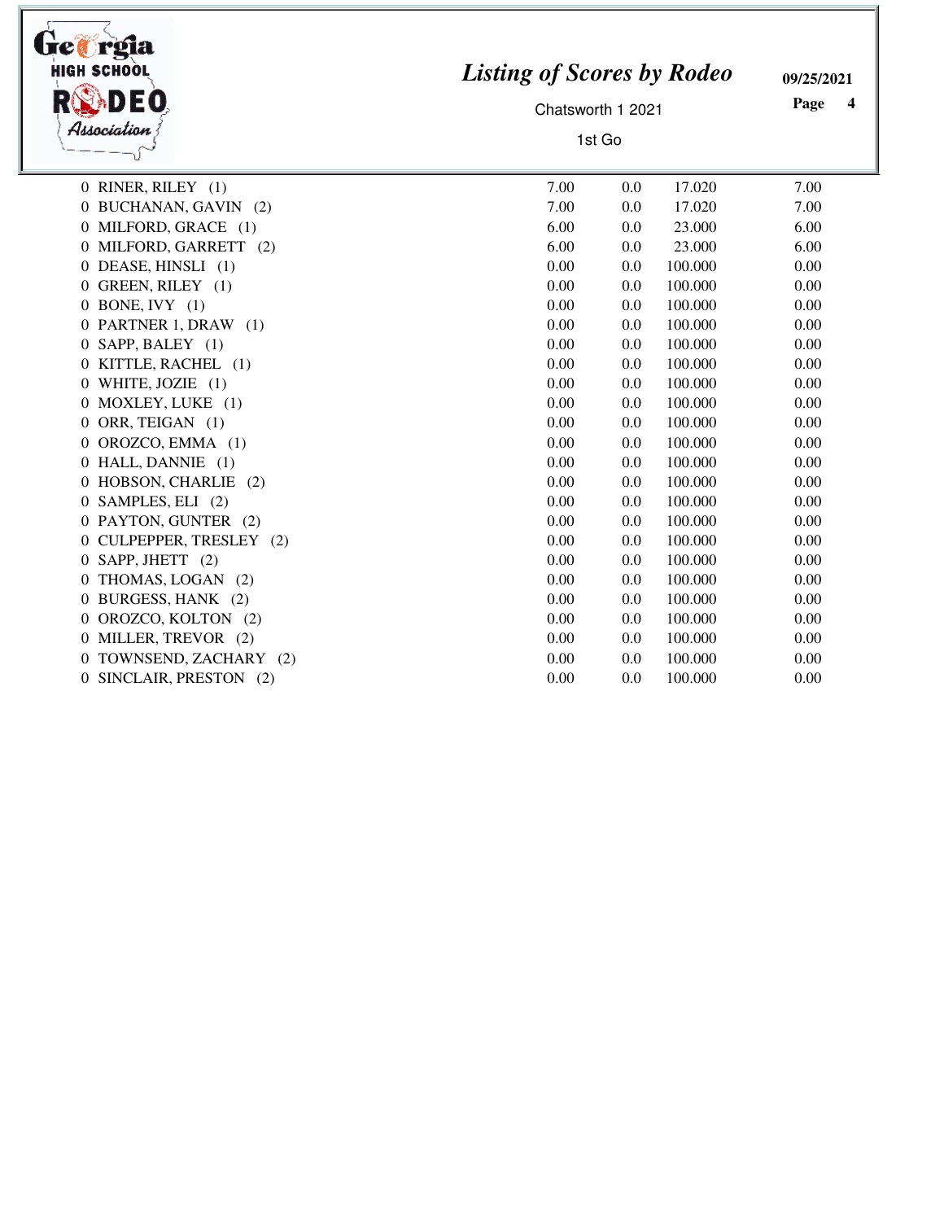# Listing of Scores by Rodeo

Chatsworth 1 2021

1st Go

09/25/2021

| | | | | | |
|---|---|---|---|---|---|
| 0 | RINER, RILEY (1) | 7.00 | 0.0 | 17.020 | 7.00 |
| 0 | BUCHANAN, GAVIN (2) | 7.00 | 0.0 | 17.020 | 7.00 |
| 0 | MILFORD, GRACE (1) | 6.00 | 0.0 | 23.000 | 6.00 |
| 0 | MILFORD, GARRETT (2) | 6.00 | 0.0 | 23.000 | 6.00 |
| 0 | DEASE, HINSLI (1) | 0.00 | 0.0 | 100.000 | 0.00 |
| 0 | GREEN, RILEY (1) | 0.00 | 0.0 | 100.000 | 0.00 |
| 0 | BONE, IVY (1) | 0.00 | 0.0 | 100.000 | 0.00 |
| 0 | PARTNER 1, DRAW (1) | 0.00 | 0.0 | 100.000 | 0.00 |
| 0 | SAPP, BALEY (1) | 0.00 | 0.0 | 100.000 | 0.00 |
| 0 | KITTLE, RACHEL (1) | 0.00 | 0.0 | 100.000 | 0.00 |
| 0 | WHITE, JOZIE (1) | 0.00 | 0.0 | 100.000 | 0.00 |
| 0 | MOXLEY, LUKE (1) | 0.00 | 0.0 | 100.000 | 0.00 |
| 0 | ORR, TEIGAN (1) | 0.00 | 0.0 | 100.000 | 0.00 |
| 0 | OROZCO, EMMA (1) | 0.00 | 0.0 | 100.000 | 0.00 |
| 0 | HALL, DANNIE (1) | 0.00 | 0.0 | 100.000 | 0.00 |
| 0 | HOBSON, CHARLIE (2) | 0.00 | 0.0 | 100.000 | 0.00 |
| 0 | SAMPLES, ELI (2) | 0.00 | 0.0 | 100.000 | 0.00 |
| 0 | PAYTON, GUNTER (2) | 0.00 | 0.0 | 100.000 | 0.00 |
| 0 | CULPEPPER, TRESLEY (2) | 0.00 | 0.0 | 100.000 | 0.00 |
| 0 | SAPP, JHETT (2) | 0.00 | 0.0 | 100.000 | 0.00 |
| 0 | THOMAS, LOGAN (2) | 0.00 | 0.0 | 100.000 | 0.00 |
| 0 | BURGESS, HANK (2) | 0.00 | 0.0 | 100.000 | 0.00 |
| 0 | OROZCO, KOLTON (2) | 0.00 | 0.0 | 100.000 | 0.00 |
| 0 | MILLER, TREVOR (2) | 0.00 | 0.0 | 100.000 | 0.00 |
| 0 | TOWNSEND, ZACHARY (2) | 0.00 | 0.0 | 100.000 | 0.00 |
| 0 | SINCLAIR, PRESTON (2) | 0.00 | 0.0 | 100.000 | 0.00 |